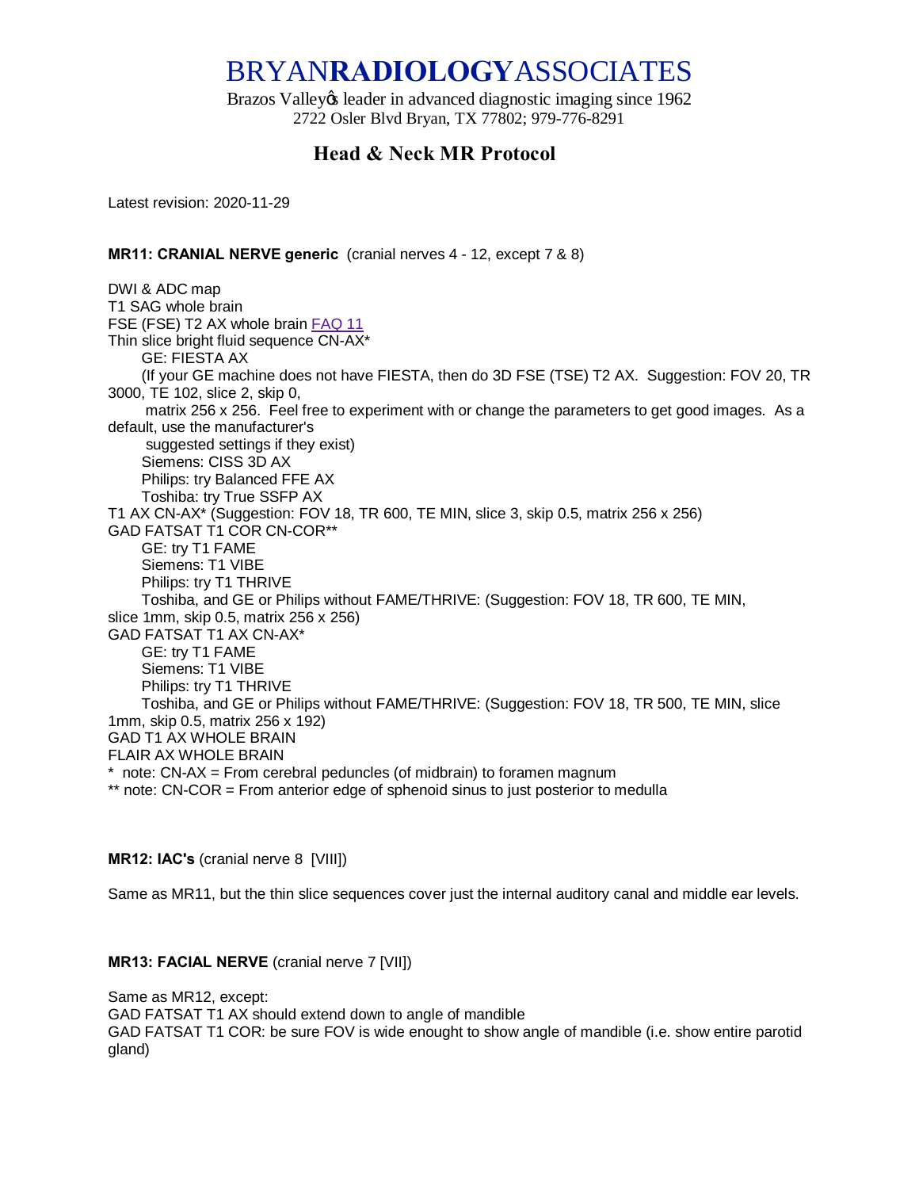# BRYAN**RADIOLOGY**ASSOCIATES

Brazos Valleyꞌs leader in advanced diagnostic imaging since 1962
2722 Osler Blvd Bryan, TX 77802; 979-776-8291

## Head & Neck MR Protocol

Latest revision: 2020-11-29

**MR11: CRANIAL NERVE generic** (cranial nerves 4 - 12, except 7 & 8)

DWI & ADC map
T1 SAG whole brain
FSE (FSE) T2 AX whole brain FAQ 11
Thin slice bright fluid sequence CN-AX*
  GE: FIESTA AX
  (If your GE machine does not have FIESTA, then do 3D FSE (TSE) T2 AX. Suggestion: FOV 20, TR 3000, TE 102, slice 2, skip 0,
  matrix 256 x 256. Feel free to experiment with or change the parameters to get good images. As a default, use the manufacturer's
  suggested settings if they exist)
  Siemens: CISS 3D AX
  Philips: try Balanced FFE AX
  Toshiba: try True SSFP AX
T1 AX CN-AX* (Suggestion: FOV 18, TR 600, TE MIN, slice 3, skip 0.5, matrix 256 x 256)
GAD FATSAT T1 COR CN-COR**
  GE: try T1 FAME
  Siemens: T1 VIBE
  Philips: try T1 THRIVE
  Toshiba, and GE or Philips without FAME/THRIVE: (Suggestion: FOV 18, TR 600, TE MIN, slice 1mm, skip 0.5, matrix 256 x 256)
GAD FATSAT T1 AX CN-AX*
  GE: try T1 FAME
  Siemens: T1 VIBE
  Philips: try T1 THRIVE
  Toshiba, and GE or Philips without FAME/THRIVE: (Suggestion: FOV 18, TR 500, TE MIN, slice 1mm, skip 0.5, matrix 256 x 192)
GAD T1 AX WHOLE BRAIN
FLAIR AX WHOLE BRAIN
* note: CN-AX = From cerebral peduncles (of midbrain) to foramen magnum
** note: CN-COR = From anterior edge of sphenoid sinus to just posterior to medulla

**MR12: IAC's** (cranial nerve 8 [VIII])

Same as MR11, but the thin slice sequences cover just the internal auditory canal and middle ear levels.

**MR13: FACIAL NERVE** (cranial nerve 7 [VII])

Same as MR12, except:
GAD FATSAT T1 AX should extend down to angle of mandible
GAD FATSAT T1 COR: be sure FOV is wide enought to show angle of mandible (i.e. show entire parotid gland)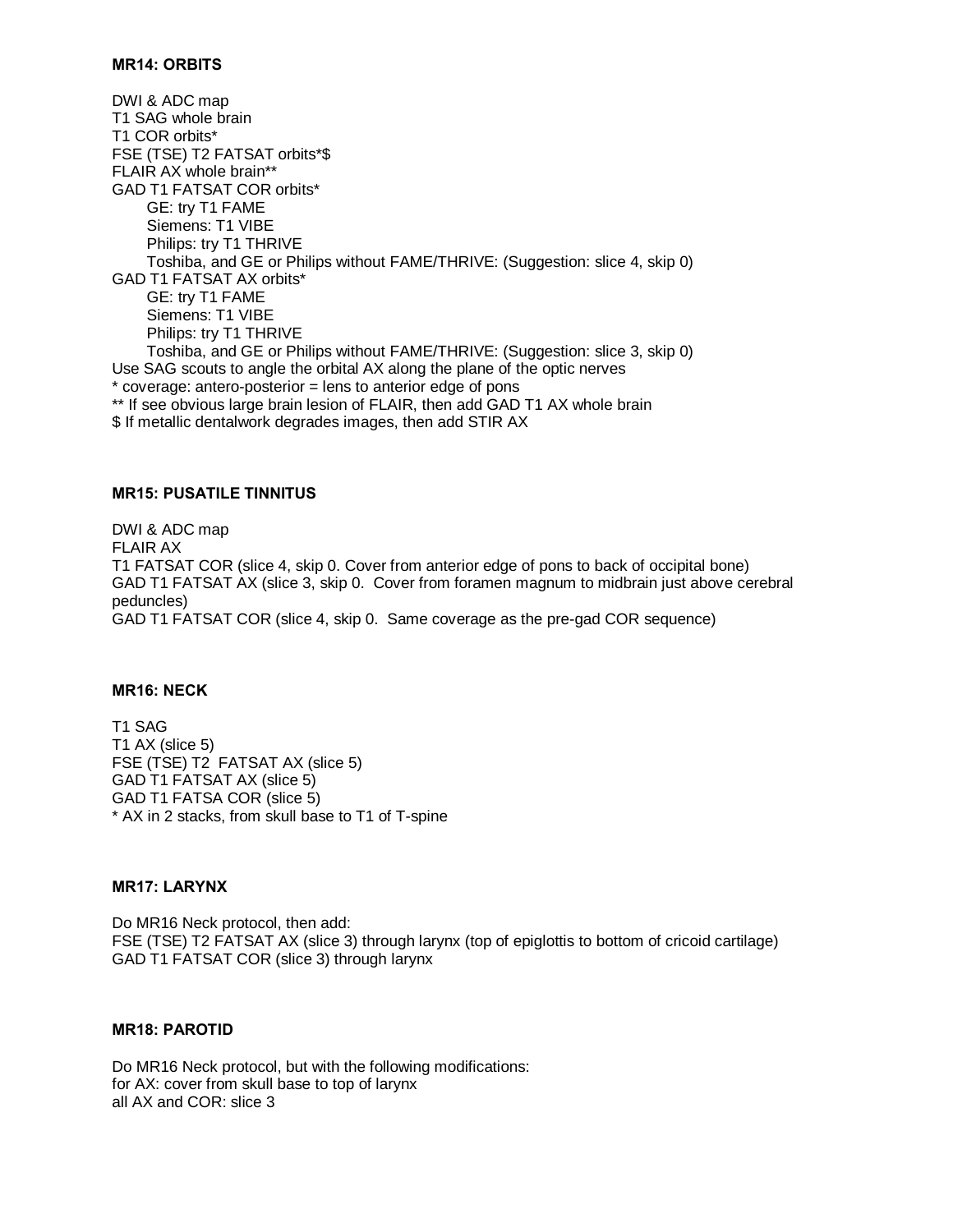**MR14: ORBITS**

DWI & ADC map
T1 SAG whole brain
T1 COR orbits*
FSE (TSE) T2 FATSAT orbits*$
FLAIR AX whole brain**
GAD T1 FATSAT COR orbits*
  GE: try T1 FAME
  Siemens: T1 VIBE
  Philips: try T1 THRIVE
  Toshiba, and GE or Philips without FAME/THRIVE: (Suggestion: slice 4, skip 0)
GAD T1 FATSAT AX orbits*
  GE: try T1 FAME
  Siemens: T1 VIBE
  Philips: try T1 THRIVE
  Toshiba, and GE or Philips without FAME/THRIVE: (Suggestion: slice 3, skip 0)
Use SAG scouts to angle the orbital AX along the plane of the optic nerves
* coverage: antero-posterior = lens to anterior edge of pons
** If see obvious large brain lesion of FLAIR, then add GAD T1 AX whole brain
$ If metallic dentalwork degrades images, then add STIR AX

**MR15: PUSATILE TINNITUS**

DWI & ADC map
FLAIR AX
T1 FATSAT COR (slice 4, skip 0. Cover from anterior edge of pons to back of occipital bone)
GAD T1 FATSAT AX (slice 3, skip 0. Cover from foramen magnum to midbrain just above cerebral peduncles)
GAD T1 FATSAT COR (slice 4, skip 0. Same coverage as the pre-gad COR sequence)

**MR16: NECK**

T1 SAG
T1 AX (slice 5)
FSE (TSE) T2 FATSAT AX (slice 5)
GAD T1 FATSAT AX (slice 5)
GAD T1 FATSA COR (slice 5)
* AX in 2 stacks, from skull base to T1 of T-spine

**MR17: LARYNX**

Do MR16 Neck protocol, then add:
FSE (TSE) T2 FATSAT AX (slice 3) through larynx (top of epiglottis to bottom of cricoid cartilage)
GAD T1 FATSAT COR (slice 3) through larynx

**MR18: PAROTID**

Do MR16 Neck protocol, but with the following modifications:
for AX: cover from skull base to top of larynx
all AX and COR: slice 3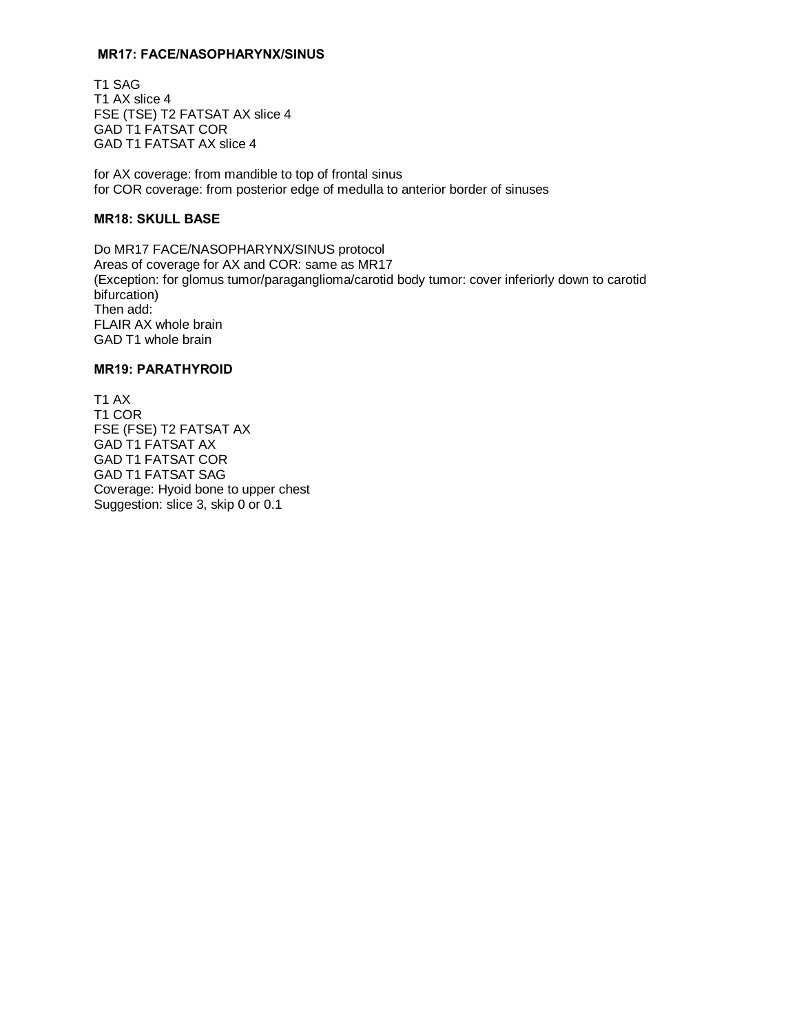## MR17: FACE/NASOPHARYNX/SINUS

T1 SAG
T1 AX slice 4
FSE (TSE) T2 FATSAT AX slice 4
GAD T1 FATSAT COR
GAD T1 FATSAT AX slice 4

for AX coverage: from mandible to top of frontal sinus
for COR coverage: from posterior edge of medulla to anterior border of sinuses

## MR18: SKULL BASE

Do MR17 FACE/NASOPHARYNX/SINUS protocol
Areas of coverage for AX and COR: same as MR17
(Exception: for glomus tumor/paraganglioma/carotid body tumor: cover inferiorly down to carotid bifurcation)
Then add:
FLAIR AX whole brain
GAD T1 whole brain

## MR19: PARATHYROID

T1 AX
T1 COR
FSE (FSE) T2 FATSAT AX
GAD T1 FATSAT AX
GAD T1 FATSAT COR
GAD T1 FATSAT SAG
Coverage: Hyoid bone to upper chest
Suggestion: slice 3, skip 0 or 0.1